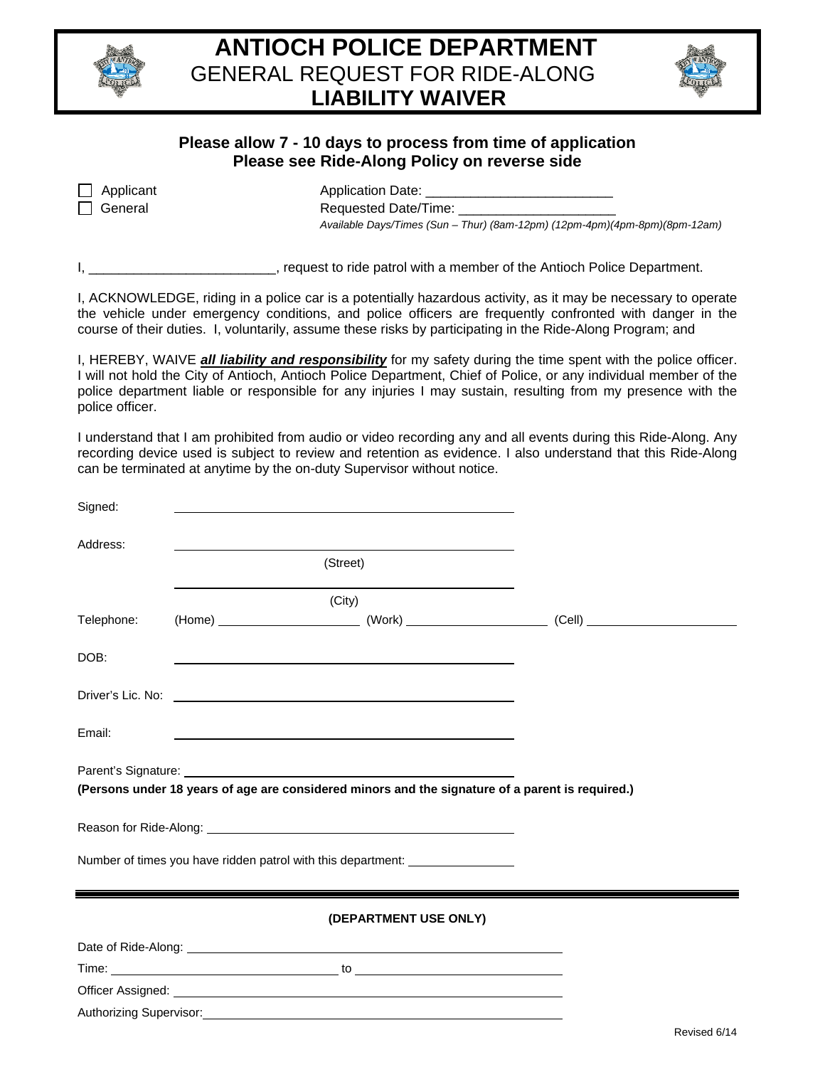# ANTIOCH POLICE DEPARTMENT

## GENERAL REQUEST FOR RIDE-ALONG

## LIABILITY WAIVER

**Please allow 7 - 10 days to process from time of application**
**Please see Ride-Along Policy on reverse side**

☐ Applicant Application Date: ________________________

☐ General Requested Date/Time: ____________________

*Available Days/Times (Sun – Thur) (8am-12pm) (12pm-4pm)(4pm-8pm)(8pm-12am)*

I, ________________________, request to ride patrol with a member of the Antioch Police Department.

I, ACKNOWLEDGE, riding in a police car is a potentially hazardous activity, as it may be necessary to operate the vehicle under emergency conditions, and police officers are frequently confronted with danger in the course of their duties. I, voluntarily, assume these risks by participating in the Ride-Along Program; and

I, HEREBY, WAIVE ***all liability and responsibility*** for my safety during the time spent with the police officer. I will not hold the City of Antioch, Antioch Police Department, Chief of Police, or any individual member of the police department liable or responsible for any injuries I may sustain, resulting from my presence with the police officer.

I understand that I am prohibited from audio or video recording any and all events during this Ride-Along. Any recording device used is subject to review and retention as evidence. I also understand that this Ride-Along can be terminated at anytime by the on-duty Supervisor without notice.

Signed: ____________________________________________

Address: ____________________________________________
(Street)

____________________________________________
(City)

Telephone: (Home) ____________________ (Work) ____________________ (Cell) ____________________

DOB: ____________________________________________

Driver's Lic. No: ____________________________________________

Email: ____________________________________________

Parent's Signature: ____________________________________________

**(Persons under 18 years of age are considered minors and the signature of a parent is required.)**

Reason for Ride-Along: ____________________________________________

Number of times you have ridden patrol with this department: _______________

---

**(DEPARTMENT USE ONLY)**

Date of Ride-Along: ____________________________________________

Time: ______________________________ to ______________________________

Officer Assigned: ____________________________________________

Authorizing Supervisor: ____________________________________________

Revised 6/14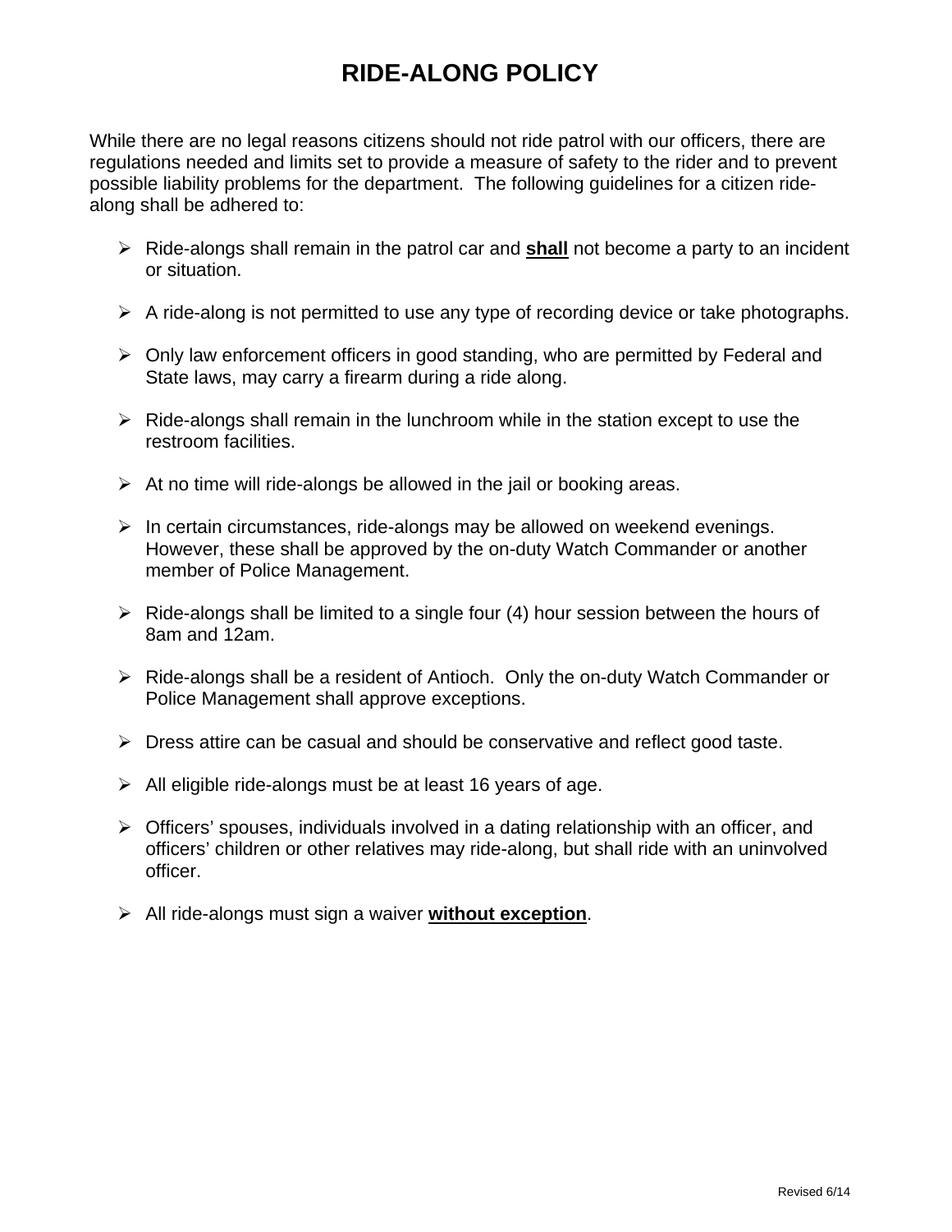# RIDE-ALONG POLICY

While there are no legal reasons citizens should not ride patrol with our officers, there are regulations needed and limits set to provide a measure of safety to the rider and to prevent possible liability problems for the department. The following guidelines for a citizen ride-along shall be adhered to:

- Ride-alongs shall remain in the patrol car and **shall** not become a party to an incident or situation.
- A ride-along is not permitted to use any type of recording device or take photographs.
- Only law enforcement officers in good standing, who are permitted by Federal and State laws, may carry a firearm during a ride along.
- Ride-alongs shall remain in the lunchroom while in the station except to use the restroom facilities.
- At no time will ride-alongs be allowed in the jail or booking areas.
- In certain circumstances, ride-alongs may be allowed on weekend evenings. However, these shall be approved by the on-duty Watch Commander or another member of Police Management.
- Ride-alongs shall be limited to a single four (4) hour session between the hours of 8am and 12am.
- Ride-alongs shall be a resident of Antioch. Only the on-duty Watch Commander or Police Management shall approve exceptions.
- Dress attire can be casual and should be conservative and reflect good taste.
- All eligible ride-alongs must be at least 16 years of age.
- Officers' spouses, individuals involved in a dating relationship with an officer, and officers' children or other relatives may ride-along, but shall ride with an uninvolved officer.
- All ride-alongs must sign a waiver **without exception**.

Revised 6/14